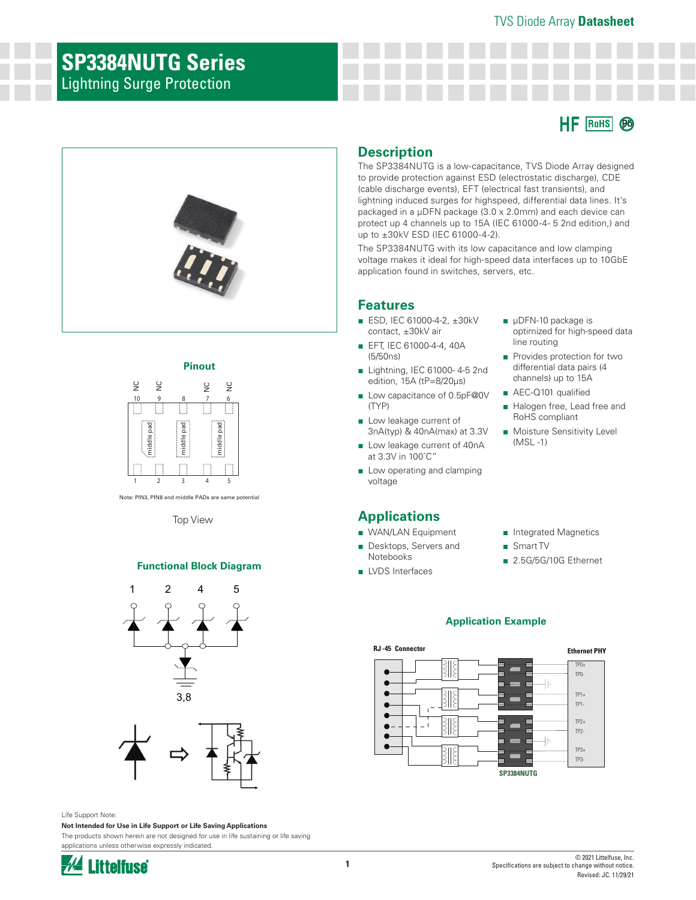# SP3384NUTG Series

## Lightning Surge Protection

HF RoHS Pb

### Pinout

NC NC NC NC

10 9 8 7 6

middle pad middle pad middle pad

1 2 3 4 5

Note: PIN3, PIN8 and middle PADs are same potential

Top View

### Functional Block Diagram

1 2 4 5

3,8

## Description

The SP3384NUTG is a low-capacitance, TVS Diode Array designed to provide protection against ESD (electrostatic discharge), CDE (cable discharge events), EFT (electrical fast transients), and lightning induced surges for highspeed, differential data lines. It's packaged in a µDFN package (3.0 x 2.0mm) and each device can protect up 4 channels up to 15A (IEC 61000-4- 5 2nd edition,) and up to ±30kV ESD (IEC 61000-4-2).

The SP3384NUTG with its low capacitance and low clamping voltage makes it ideal for high-speed data interfaces up to 10GbE application found in switches, servers, etc.

## Features

- ESD, IEC 61000-4-2, ±30kV contact, ±30kV air
- EFT, IEC 61000-4-4, 40A (5/50ns)
- Lightning, IEC 61000- 4-5 2nd edition, 15A (tP=8/20µs)
- Low capacitance of 0.5pF@0V (TYP)
- Low leakage current of 3nA(typ) & 40nA(max) at 3.3V
- Low leakage current of 40nA at 3.3V in 100˚C"
- Low operating and clamping voltage
- µDFN-10 package is optimized for high-speed data line routing
- Provides protection for two differential data pairs (4 channels) up to 15A
- AEC-Q101 qualified
- Halogen free, Lead free and RoHS compliant
- Moisture Sensitivity Level (MSL -1)

## Applications

- WAN/LAN Equipment
- Desktops, Servers and Notebooks
- LVDS Interfaces
- Integrated Magnetics
- Smart TV
- 2.5G/5G/10G Ethernet

### Application Example

RJ-45 Connector

Ethernet PHY

TP0+ TP0- TP1+ TP1- TP2+ TP2- TP3+ TP3-

SP3384NUTG

Life Support Note:

**Not Intended for Use in Life Support or Life Saving Applications**

The products shown herein are not designed for use in life sustaining or life saving applications unless otherwise expressly indicated.

© 2021 Littelfuse, Inc.
Specifications are subject to change without notice.
Revised: JC. 11/29/21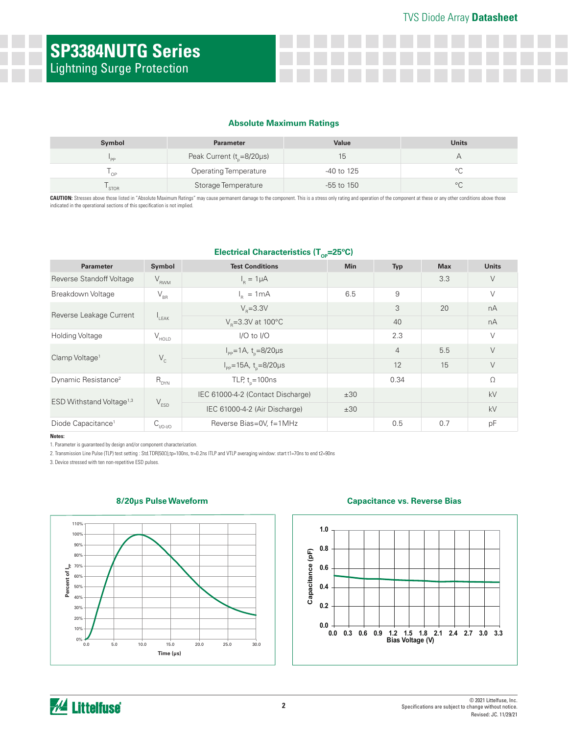# SP3384NUTG Series

## Lightning Surge Protection

### Absolute Maximum Ratings

| Symbol | Parameter | Value | Units |
|---|---|---|---|
| $I_{PP}$ | Peak Current ($t_p$=8/20μs) | 15 | A |
| $T_{OP}$ | Operating Temperature | -40 to 125 | °C |
| $T_{STOR}$ | Storage Temperature | -55 to 150 | °C |

**CAUTION:** Stresses above those listed in "Absolute Maximum Ratings" may cause permanent damage to the component. This is a stress only rating and operation of the component at these or any other conditions above those indicated in the operational sections of this specification is not implied.

### Electrical Characteristics ($T_{OP}$=25°C)

| Parameter | Symbol | Test Conditions | Min | Typ | Max | Units |
|---|---|---|---|---|---|---|
| Reverse Standoff Voltage | $V_{RWM}$ | $I_R$ = 1μA | | | 3.3 | V |
| Breakdown Voltage | $V_{BR}$ | $I_R$ = 1mA | 6.5 | 9 | | V |
| Reverse Leakage Current | $I_{LEAK}$ | $V_R$=3.3V | | 3 | 20 | nA |
| | | $V_R$=3.3V at 100°C | | 40 | | nA |
| Holding Voltage | $V_{HOLD}$ | I/O to I/O | | 2.3 | | V |
| Clamp Voltage[1] | $V_C$ | $I_{PP}$=1A, $t_p$=8/20μs | | 4 | 5.5 | V |
| | | $I_{PP}$=15A, $t_p$=8/20μs | | 12 | 15 | V |
| Dynamic Resistance[2] | $R_{DYN}$ | TLP, $t_p$=100ns | | 0.34 | | Ω |
| ESD Withstand Voltage[1,3] | $V_{ESD}$ | IEC 61000-4-2 (Contact Discharge) | ±30 | | | kV |
| | | IEC 61000-4-2 (Air Discharge) | ±30 | | | kV |
| Diode Capacitance[1] | $C_{I/O-I/O}$ | Reverse Bias=0V, f=1MHz | | 0.5 | 0.7 | pF |

**Notes:**

1. Parameter is guaranteed by design and/or component characterization.
2. Transmission Line Pulse (TLP) test setting : Std.TDR(50Ω),tp=100ns, tr=0.2ns ITLP and VTLP averaging window: start t1=70ns to end t2=90ns
3. Device stressed with ten non-repetitive ESD pulses.

### 8/20μs Pulse Waveform

### Capacitance vs. Reverse Bias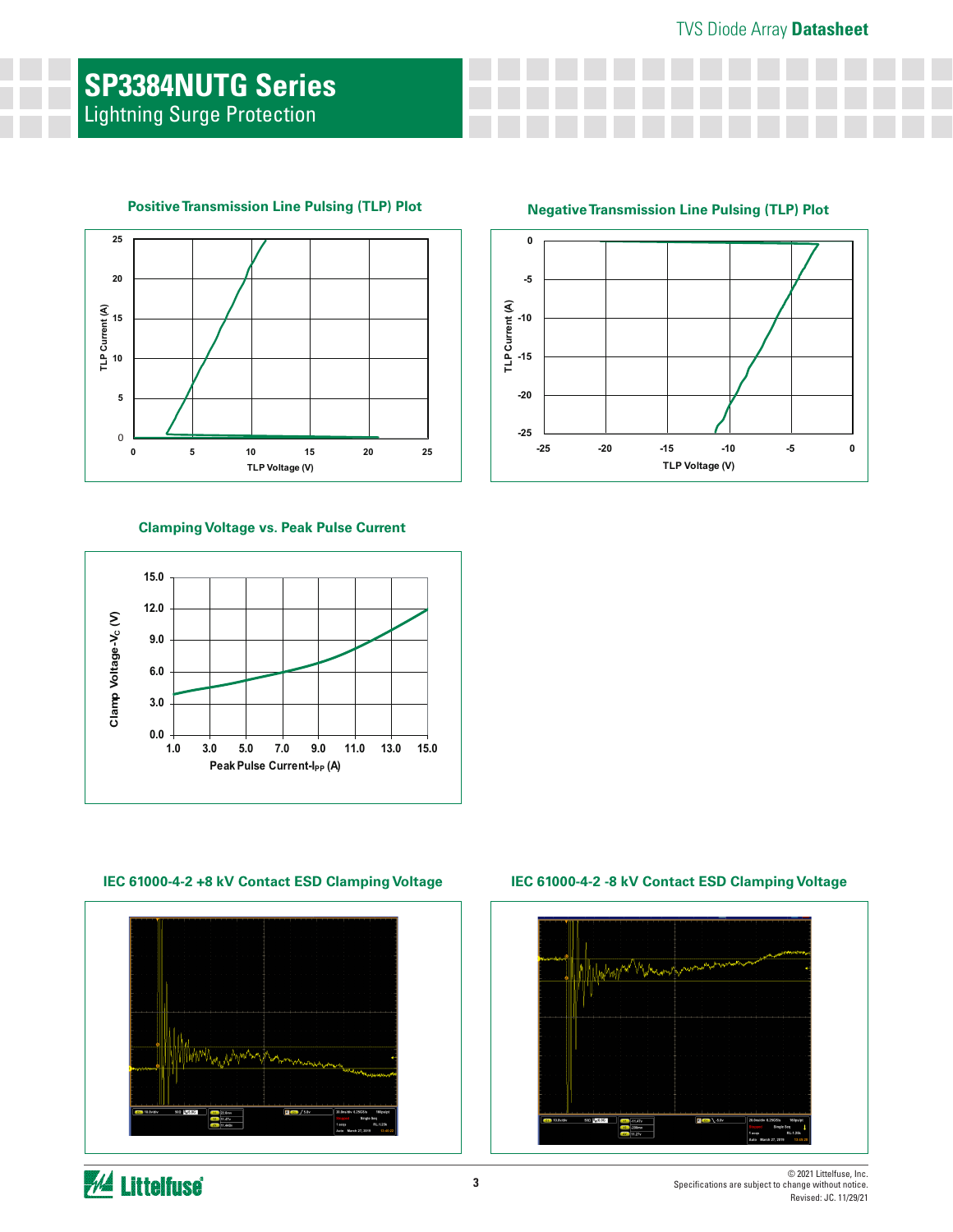## Positive Transmission Line Pulsing (TLP) Plot

## Negative Transmission Line Pulsing (TLP) Plot

## Clamping Voltage vs. Peak Pulse Current

## IEC 61000-4-2 +8 kV Contact ESD Clamping Voltage

## IEC 61000-4-2 -8 kV Contact ESD Clamping Voltage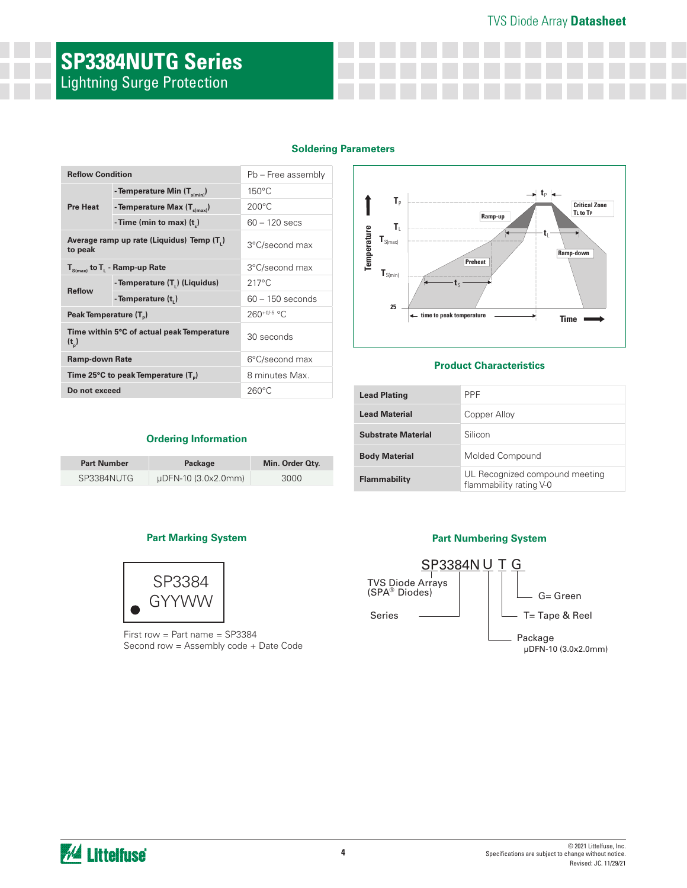# SP3384NUTG Series

Lightning Surge Protection

## Soldering Parameters

| Reflow Condition | | Pb – Free assembly |
|---|---|---|
| Pre Heat | - Temperature Min ($T_{s(min)}$) | 150°C |
| | - Temperature Max ($T_{s(max)}$) | 200°C |
| | - Time (min to max) ($t_s$) | 60 – 120 secs |
| Average ramp up rate (Liquidus) Temp ($T_L$) to peak | | 3°C/second max |
| $T_{S(max)}$ to $T_L$ - Ramp-up Rate | | 3°C/second max |
| Reflow | - Temperature ($T_L$) (Liquidus) | 217°C |
| | - Temperature ($t_L$) | 60 – 150 seconds |
| Peak Temperature ($T_P$) | | $260^{+0/-5}$ °C |
| Time within 5°C of actual peak Temperature ($t_p$) | | 30 seconds |
| Ramp-down Rate | | 6°C/second max |
| Time 25°C to peak Temperature ($T_P$) | | 8 minutes Max. |
| Do not exceed | | 260°C |

## Product Characteristics

| Lead Plating | PPF |
|---|---|
| Lead Material | Copper Alloy |
| Substrate Material | Silicon |
| Body Material | Molded Compound |
| Flammability | UL Recognized compound meeting flammability rating V-0 |

## Ordering Information

| Part Number | Package | Min. Order Qty. |
|---|---|---|
| SP3384NUTG | μDFN-10 (3.0x2.0mm) | 3000 |

## Part Marking System

SP3384
GYYWW

First row = Part name = SP3384
Second row = Assembly code + Date Code

## Part Numbering System

SP3384N U T G

- SP3384N: TVS Diode Arrays (SPA® Diodes) Series
- U: Package μDFN-10 (3.0x2.0mm)
- T= Tape & Reel
- G= Green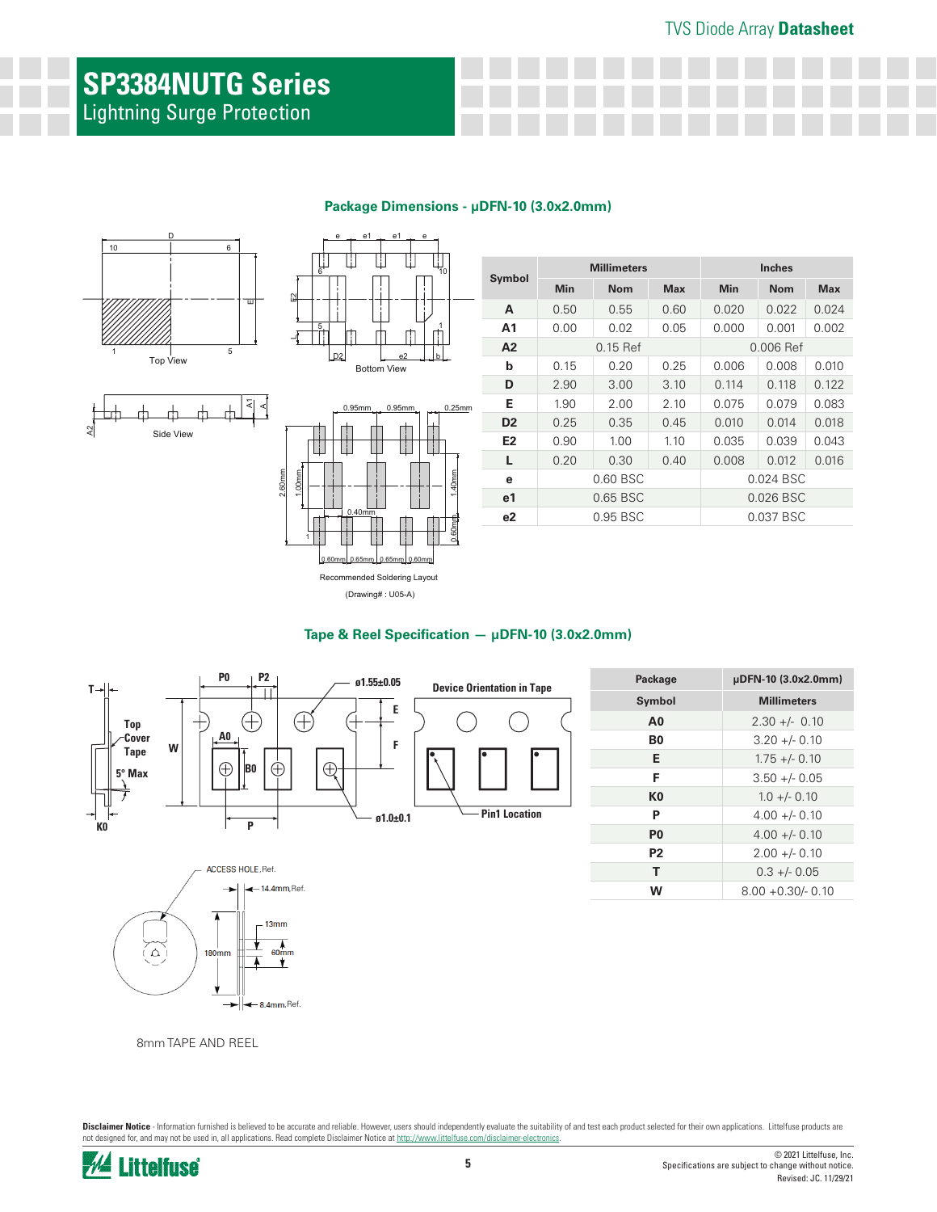# SP3384NUTG Series

Lightning Surge Protection

## Package Dimensions - µDFN-10 (3.0x2.0mm)

Top View

Bottom View

Side View

Recommended Soldering Layout

(Drawing# : U05-A)

| Symbol | Millimeters | | | Inches | | |
|---|---|---|---|---|---|---|
| | Min | Nom | Max | Min | Nom | Max |
| A | 0.50 | 0.55 | 0.60 | 0.020 | 0.022 | 0.024 |
| A1 | 0.00 | 0.02 | 0.05 | 0.000 | 0.001 | 0.002 |
| A2 | | 0.15 Ref | | | 0.006 Ref | |
| b | 0.15 | 0.20 | 0.25 | 0.006 | 0.008 | 0.010 |
| D | 2.90 | 3.00 | 3.10 | 0.114 | 0.118 | 0.122 |
| E | 1.90 | 2.00 | 2.10 | 0.075 | 0.079 | 0.083 |
| D2 | 0.25 | 0.35 | 0.45 | 0.010 | 0.014 | 0.018 |
| E2 | 0.90 | 1.00 | 1.10 | 0.035 | 0.039 | 0.043 |
| L | 0.20 | 0.30 | 0.40 | 0.008 | 0.012 | 0.016 |
| e | | 0.60 BSC | | | 0.024 BSC | |
| e1 | | 0.65 BSC | | | 0.026 BSC | |
| e2 | | 0.95 BSC | | | 0.037 BSC | |

## Tape & Reel Specification — µDFN-10 (3.0x2.0mm)

Device Orientation in Tape

Pin1 Location

| Package | µDFN-10 (3.0x2.0mm) |
|---|---|
| Symbol | Millimeters |
| A0 | 2.30 +/- 0.10 |
| B0 | 3.20 +/- 0.10 |
| E | 1.75 +/- 0.10 |
| F | 3.50 +/- 0.05 |
| K0 | 1.0 +/- 0.10 |
| P | 4.00 +/- 0.10 |
| P0 | 4.00 +/- 0.10 |
| P2 | 2.00 +/- 0.10 |
| T | 0.3 +/- 0.05 |
| W | 8.00 +0.30/- 0.10 |

8mm TAPE AND REEL

**Disclaimer Notice** - Information furnished is believed to be accurate and reliable. However, users should independently evaluate the suitability of and test each product selected for their own applications. Littelfuse products are not designed for, and may not be used in, all applications. Read complete Disclaimer Notice at http://www.littelfuse.com/disclaimer-electronics.

© 2021 Littelfuse, Inc.
Specifications are subject to change without notice.
Revised: JC. 11/29/21